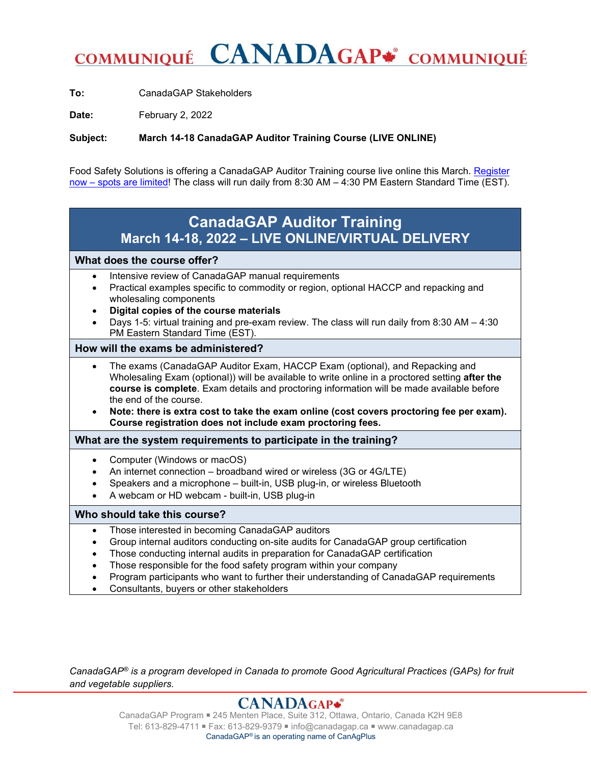# COMMUNIQUÉ CANADAGAP® COMMUNIQUÉ

**To:** CanadaGAP Stakeholders

**Date:** February 2, 2022

**Subject:** **March 14-18 CanadaGAP Auditor Training Course (LIVE ONLINE)**

Food Safety Solutions is offering a CanadaGAP Auditor Training course live online this March. Register now – spots are limited! The class will run daily from 8:30 AM – 4:30 PM Eastern Standard Time (EST).

## CanadaGAP Auditor Training
## March 14-18, 2022 – LIVE ONLINE/VIRTUAL DELIVERY

### What does the course offer?

- Intensive review of CanadaGAP manual requirements
- Practical examples specific to commodity or region, optional HACCP and repacking and wholesaling components
- **Digital copies of the course materials**
- Days 1-5: virtual training and pre-exam review. The class will run daily from 8:30 AM – 4:30 PM Eastern Standard Time (EST).

### How will the exams be administered?

- The exams (CanadaGAP Auditor Exam, HACCP Exam (optional), and Repacking and Wholesaling Exam (optional)) will be available to write online in a proctored setting **after the course is complete**. Exam details and proctoring information will be made available before the end of the course.
- **Note: there is extra cost to take the exam online (cost covers proctoring fee per exam). Course registration does not include exam proctoring fees.**

### What are the system requirements to participate in the training?

- Computer (Windows or macOS)
- An internet connection – broadband wired or wireless (3G or 4G/LTE)
- Speakers and a microphone – built-in, USB plug-in, or wireless Bluetooth
- A webcam or HD webcam - built-in, USB plug-in

### Who should take this course?

- Those interested in becoming CanadaGAP auditors
- Group internal auditors conducting on-site audits for CanadaGAP group certification
- Those conducting internal audits in preparation for CanadaGAP certification
- Those responsible for the food safety program within your company
- Program participants who want to further their understanding of CanadaGAP requirements
- Consultants, buyers or other stakeholders

*CanadaGAP® is a program developed in Canada to promote Good Agricultural Practices (GAPs) for fruit and vegetable suppliers.*

CANADAGAP®

CanadaGAP Program ▪ 245 Menten Place, Suite 312, Ottawa, Ontario, Canada K2H 9E8
Tel: 613-829-4711 ▪ Fax: 613-829-9379 ▪ info@canadagap.ca ▪ www.canadagap.ca
CanadaGAP® is an operating name of CanAgPlus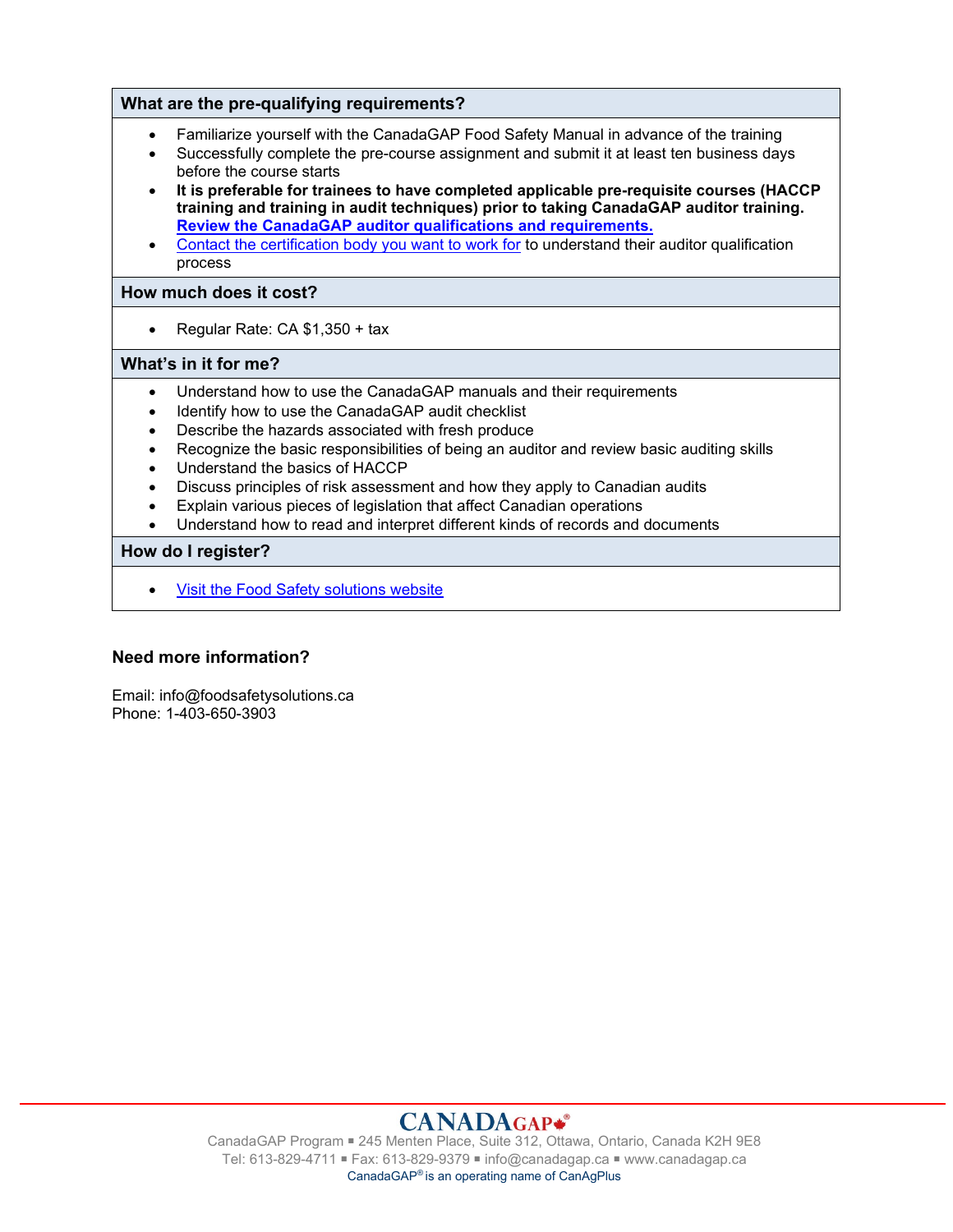## What are the pre-qualifying requirements?

- Familiarize yourself with the CanadaGAP Food Safety Manual in advance of the training
- Successfully complete the pre-course assignment and submit it at least ten business days before the course starts
- **It is preferable for trainees to have completed applicable pre-requisite courses (HACCP training and training in audit techniques) prior to taking CanadaGAP auditor training. Review the CanadaGAP auditor qualifications and requirements.**
- Contact the certification body you want to work for to understand their auditor qualification process

## How much does it cost?

- Regular Rate: CA $1,350 + tax

## What's in it for me?

- Understand how to use the CanadaGAP manuals and their requirements
- Identify how to use the CanadaGAP audit checklist
- Describe the hazards associated with fresh produce
- Recognize the basic responsibilities of being an auditor and review basic auditing skills
- Understand the basics of HACCP
- Discuss principles of risk assessment and how they apply to Canadian audits
- Explain various pieces of legislation that affect Canadian operations
- Understand how to read and interpret different kinds of records and documents

## How do I register?

- Visit the Food Safety solutions website

### Need more information?

Email: info@foodsafetysolutions.ca
Phone: 1-403-650-3903

CANADAGAP®

CanadaGAP Program ▪ 245 Menten Place, Suite 312, Ottawa, Ontario, Canada K2H 9E8
Tel: 613-829-4711 ▪ Fax: 613-829-9379 ▪ info@canadagap.ca ▪ www.canadagap.ca
CanadaGAP® is an operating name of CanAgPlus